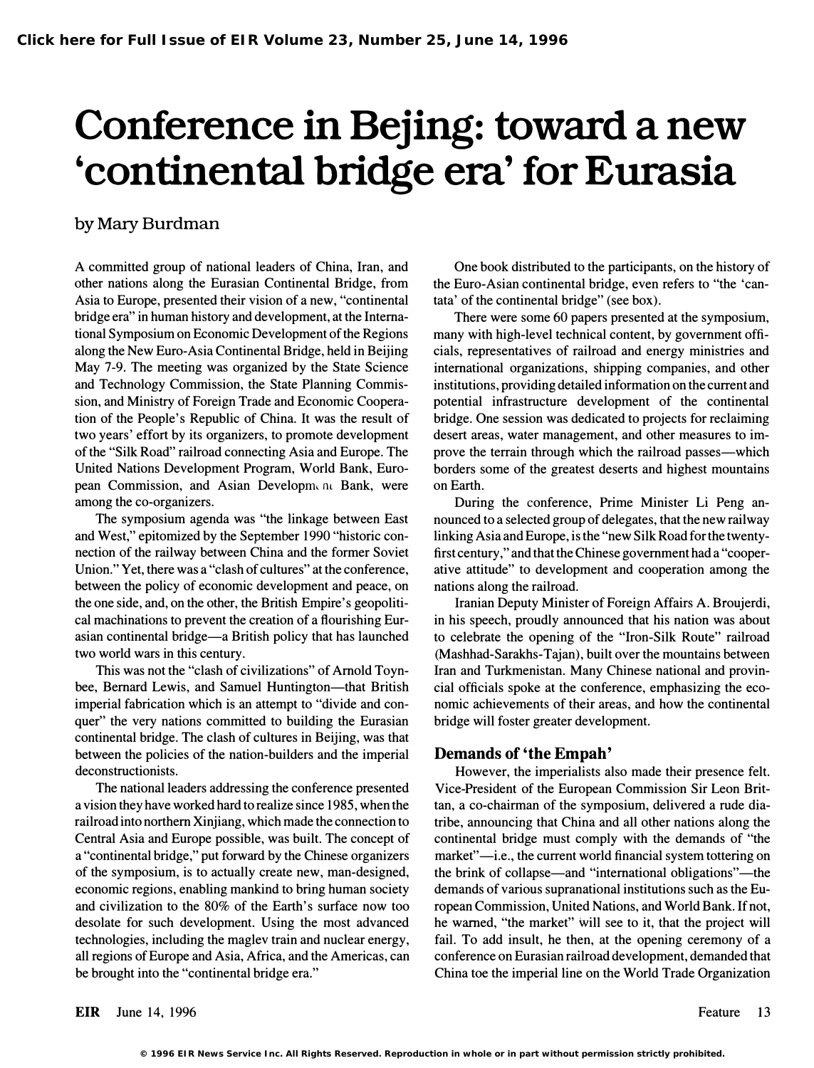# Conference in Bejing: toward a new 'continental bridge era' for Eurasia

by Mary Burdman

A committed group of national leaders of China, Iran, and other nations along the Eurasian Continental Bridge, from Asia to Europe, presented their vision of a new, "continental bridge era" in human history and development, at the International Symposium on Economic Development of the Regions along the New Euro-Asia Continental Bridge, held in Beijing May 7-9. The meeting was organized by the State Science and Technology Commission, the State Planning Commission, and Ministry of Foreign Trade and Economic Cooperation of the People's Republic of China. It was the result of two years' effort by its organizers, to promote development of the "Silk Road" railroad connecting Asia and Europe. The United Nations Development Program, World Bank, European Commission, and Asian Development Bank, were among the co-organizers.

The symposium agenda was "the linkage between East and West," epitomized by the September 1990 "historic connection of the railway between China and the former Soviet Union." Yet, there was a "clash of cultures" at the conference, between the policy of economic development and peace, on the one side, and, on the other, the British Empire's geopolitical machinations to prevent the creation of a flourishing Eurasian continental bridge—a British policy that has launched two world wars in this century.

This was not the "clash of civilizations" of Arnold Toynbee, Bernard Lewis, and Samuel Huntington—that British imperial fabrication which is an attempt to "divide and conquer" the very nations committed to building the Eurasian continental bridge. The clash of cultures in Beijing, was that between the policies of the nation-builders and the imperial deconstructionists.

The national leaders addressing the conference presented a vision they have worked hard to realize since 1985, when the railroad into northern Xinjiang, which made the connection to Central Asia and Europe possible, was built. The concept of a "continental bridge," put forward by the Chinese organizers of the symposium, is to actually create new, man-designed, economic regions, enabling mankind to bring human society and civilization to the 80% of the Earth's surface now too desolate for such development. Using the most advanced technologies, including the maglev train and nuclear energy, all regions of Europe and Asia, Africa, and the Americas, can be brought into the "continental bridge era."

One book distributed to the participants, on the history of the Euro-Asian continental bridge, even refers to "the 'cantata' of the continental bridge" (see box).

There were some 60 papers presented at the symposium, many with high-level technical content, by government officials, representatives of railroad and energy ministries and international organizations, shipping companies, and other institutions, providing detailed information on the current and potential infrastructure development of the continental bridge. One session was dedicated to projects for reclaiming desert areas, water management, and other measures to improve the terrain through which the railroad passes—which borders some of the greatest deserts and highest mountains on Earth.

During the conference, Prime Minister Li Peng announced to a selected group of delegates, that the new railway linking Asia and Europe, is the "new Silk Road for the twenty-first century," and that the Chinese government had a "cooperative attitude" to development and cooperation among the nations along the railroad.

Iranian Deputy Minister of Foreign Affairs A. Broujerdi, in his speech, proudly announced that his nation was about to celebrate the opening of the "Iron-Silk Route" railroad (Mashhad-Sarakhs-Tajan), built over the mountains between Iran and Turkmenistan. Many Chinese national and provincial officials spoke at the conference, emphasizing the economic achievements of their areas, and how the continental bridge will foster greater development.

## Demands of 'the Empah'

However, the imperialists also made their presence felt. Vice-President of the European Commission Sir Leon Brittan, a co-chairman of the symposium, delivered a rude diatribe, announcing that China and all other nations along the continental bridge must comply with the demands of "the market"—i.e., the current world financial system tottering on the brink of collapse—and "international obligations"—the demands of various supranational institutions such as the European Commission, United Nations, and World Bank. If not, he warned, "the market" will see to it, that the project will fail. To add insult, he then, at the opening ceremony of a conference on Eurasian railroad development, demanded that China toe the imperial line on the World Trade Organization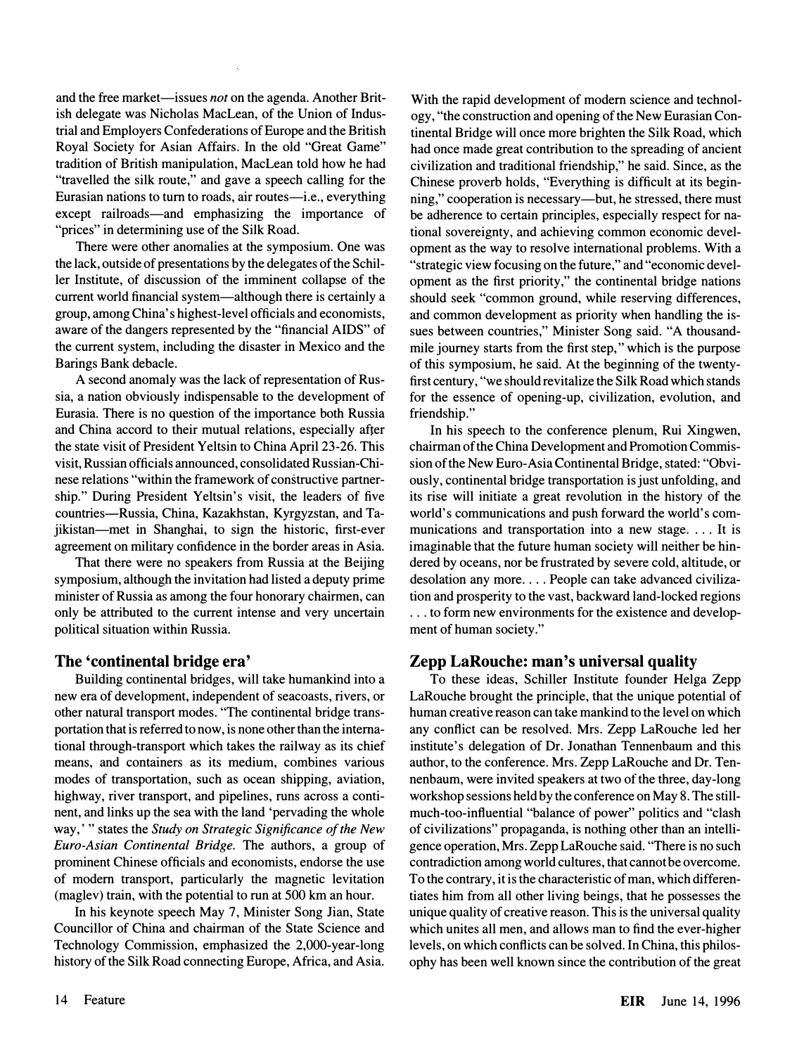and the free market—issues *not* on the agenda. Another British delegate was Nicholas MacLean, of the Union of Industrial and Employers Confederations of Europe and the British Royal Society for Asian Affairs. In the old "Great Game" tradition of British manipulation, MacLean told how he had "travelled the silk route," and gave a speech calling for the Eurasian nations to turn to roads, air routes—i.e., everything except railroads—and emphasizing the importance of "prices" in determining use of the Silk Road.

There were other anomalies at the symposium. One was the lack, outside of presentations by the delegates of the Schiller Institute, of discussion of the imminent collapse of the current world financial system—although there is certainly a group, among China's highest-level officials and economists, aware of the dangers represented by the "financial AIDS" of the current system, including the disaster in Mexico and the Barings Bank debacle.

A second anomaly was the lack of representation of Russia, a nation obviously indispensable to the development of Eurasia. There is no question of the importance both Russia and China accord to their mutual relations, especially after the state visit of President Yeltsin to China April 23-26. This visit, Russian officials announced, consolidated Russian-Chinese relations "within the framework of constructive partnership." During President Yeltsin's visit, the leaders of five countries—Russia, China, Kazakhstan, Kyrgyzstan, and Tajikistan—met in Shanghai, to sign the historic, first-ever agreement on military confidence in the border areas in Asia.

That there were no speakers from Russia at the Beijing symposium, although the invitation had listed a deputy prime minister of Russia as among the four honorary chairmen, can only be attributed to the current intense and very uncertain political situation within Russia.

## The 'continental bridge era'

Building continental bridges, will take humankind into a new era of development, independent of seacoasts, rivers, or other natural transport modes. "The continental bridge transportation that is referred to now, is none other than the international through-transport which takes the railway as its chief means, and containers as its medium, combines various modes of transportation, such as ocean shipping, aviation, highway, river transport, and pipelines, runs across a continent, and links up the sea with the land 'pervading the whole way,'" states the *Study on Strategic Significance of the New Euro-Asian Continental Bridge*. The authors, a group of prominent Chinese officials and economists, endorse the use of modern transport, particularly the magnetic levitation (maglev) train, with the potential to run at 500 km an hour.

In his keynote speech May 7, Minister Song Jian, State Councillor of China and chairman of the State Science and Technology Commission, emphasized the 2,000-year-long history of the Silk Road connecting Europe, Africa, and Asia. With the rapid development of modern science and technology, "the construction and opening of the New Eurasian Continental Bridge will once more brighten the Silk Road, which had once made great contribution to the spreading of ancient civilization and traditional friendship," he said. Since, as the Chinese proverb holds, "Everything is difficult at its beginning," cooperation is necessary—but, he stressed, there must be adherence to certain principles, especially respect for national sovereignty, and achieving common economic development as the way to resolve international problems. With a "strategic view focusing on the future," and "economic development as the first priority," the continental bridge nations should seek "common ground, while reserving differences, and common development as priority when handling the issues between countries," Minister Song said. "A thousand-mile journey starts from the first step," which is the purpose of this symposium, he said. At the beginning of the twenty-first century, "we should revitalize the Silk Road which stands for the essence of opening-up, civilization, evolution, and friendship."

In his speech to the conference plenum, Rui Xingwen, chairman of the China Development and Promotion Commission of the New Euro-Asia Continental Bridge, stated: "Obviously, continental bridge transportation is just unfolding, and its rise will initiate a great revolution in the history of the world's communications and push forward the world's communications and transportation into a new stage. . . . It is imaginable that the future human society will neither be hindered by oceans, nor be frustrated by severe cold, altitude, or desolation any more. . . . People can take advanced civilization and prosperity to the vast, backward land-locked regions . . . to form new environments for the existence and development of human society."

## Zepp LaRouche: man's universal quality

To these ideas, Schiller Institute founder Helga Zepp LaRouche brought the principle, that the unique potential of human creative reason can take mankind to the level on which any conflict can be resolved. Mrs. Zepp LaRouche led her institute's delegation of Dr. Jonathan Tennenbaum and this author, to the conference. Mrs. Zepp LaRouche and Dr. Tennenbaum, were invited speakers at two of the three, day-long workshop sessions held by the conference on May 8. The still-much-too-influential "balance of power" politics and "clash of civilizations" propaganda, is nothing other than an intelligence operation, Mrs. Zepp LaRouche said. "There is no such contradiction among world cultures, that cannot be overcome. To the contrary, it is the characteristic of man, which differentiates him from all other living beings, that he possesses the unique quality of creative reason. This is the universal quality which unites all men, and allows man to find the ever-higher levels, on which conflicts can be solved. In China, this philosophy has been well known since the contribution of the great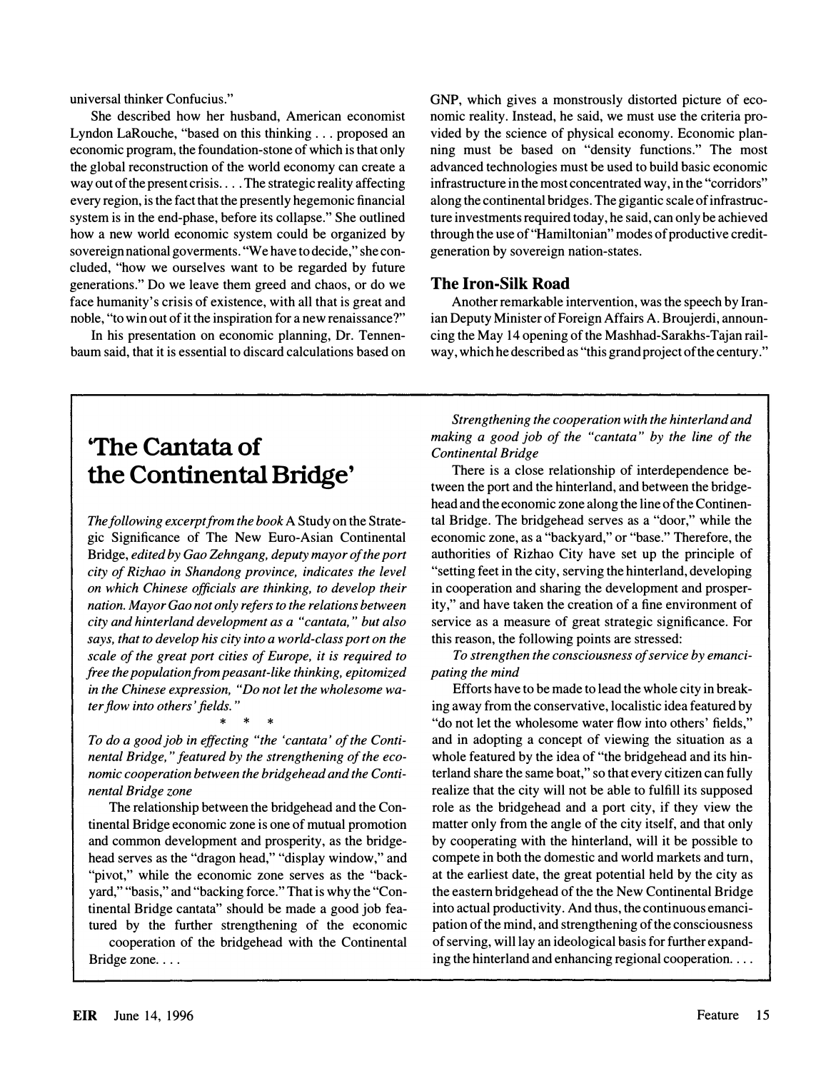universal thinker Confucius."

She described how her husband, American economist Lyndon LaRouche, "based on this thinking . . . proposed an economic program, the foundation-stone of which is that only the global reconstruction of the world economy can create a way out of the present crisis. . . . The strategic reality affecting every region, is the fact that the presently hegemonic financial system is in the end-phase, before its collapse." She outlined how a new world economic system could be organized by sovereign national goverments. "We have to decide," she concluded, "how we ourselves want to be regarded by future generations." Do we leave them greed and chaos, or do we face humanity's crisis of existence, with all that is great and noble, "to win out of it the inspiration for a new renaissance?"

In his presentation on economic planning, Dr. Tennenbaum said, that it is essential to discard calculations based on GNP, which gives a monstrously distorted picture of economic reality. Instead, he said, we must use the criteria provided by the science of physical economy. Economic planning must be based on "density functions." The most advanced technologies must be used to build basic economic infrastructure in the most concentrated way, in the "corridors" along the continental bridges. The gigantic scale of infrastructure investments required today, he said, can only be achieved through the use of "Hamiltonian" modes of productive credit-generation by sovereign nation-states.

## The Iron-Silk Road

Another remarkable intervention, was the speech by Iranian Deputy Minister of Foreign Affairs A. Broujerdi, announcing the May 14 opening of the Mashhad-Sarakhs-Tajan railway, which he described as "this grand project of the century."

## 'The Cantata of the Continental Bridge'

*The following excerpt from the book* A Study on the Strategic Significance of The New Euro-Asian Continental Bridge, *edited by Gao Zehngang, deputy mayor of the port city of Rizhao in Shandong province, indicates the level on which Chinese officials are thinking, to develop their nation. Mayor Gao not only refers to the relations between city and hinterland development as a "cantata," but also says, that to develop his city into a world-class port on the scale of the great port cities of Europe, it is required to free the population from peasant-like thinking, epitomized in the Chinese expression, "Do not let the wholesome water flow into others' fields."*

\* \* \*

*To do a good job in effecting "the 'cantata' of the Continental Bridge," featured by the strengthening of the economic cooperation between the bridgehead and the Continental Bridge zone*

The relationship between the bridgehead and the Continental Bridge economic zone is one of mutual promotion and common development and prosperity, as the bridgehead serves as the "dragon head," "display window," and "pivot," while the economic zone serves as the "backyard," "basis," and "backing force." That is why the "Continental Bridge cantata" should be made a good job featured by the further strengthening of the economic cooperation of the bridgehead with the Continental Bridge zone. . . .

*Strengthening the cooperation with the hinterland and making a good job of the "cantata" by the line of the Continental Bridge*

There is a close relationship of interdependence between the port and the hinterland, and between the bridgehead and the economic zone along the line of the Continental Bridge. The bridgehead serves as a "door," while the economic zone, as a "backyard," or "base." Therefore, the authorities of Rizhao City have set up the principle of "setting feet in the city, serving the hinterland, developing in cooperation and sharing the development and prosperity," and have taken the creation of a fine environment of service as a measure of great strategic significance. For this reason, the following points are stressed:

*To strengthen the consciousness of service by emancipating the mind*

Efforts have to be made to lead the whole city in breaking away from the conservative, localistic idea featured by "do not let the wholesome water flow into others' fields," and in adopting a concept of viewing the situation as a whole featured by the idea of "the bridgehead and its hinterland share the same boat," so that every citizen can fully realize that the city will not be able to fulfill its supposed role as the bridgehead and a port city, if they view the matter only from the angle of the city itself, and that only by cooperating with the hinterland, will it be possible to compete in both the domestic and world markets and turn, at the earliest date, the great potential held by the city as the eastern bridgehead of the the New Continental Bridge into actual productivity. And thus, the continuous emancipation of the mind, and strengthening of the consciousness of serving, will lay an ideological basis for further expanding the hinterland and enhancing regional cooperation. . . .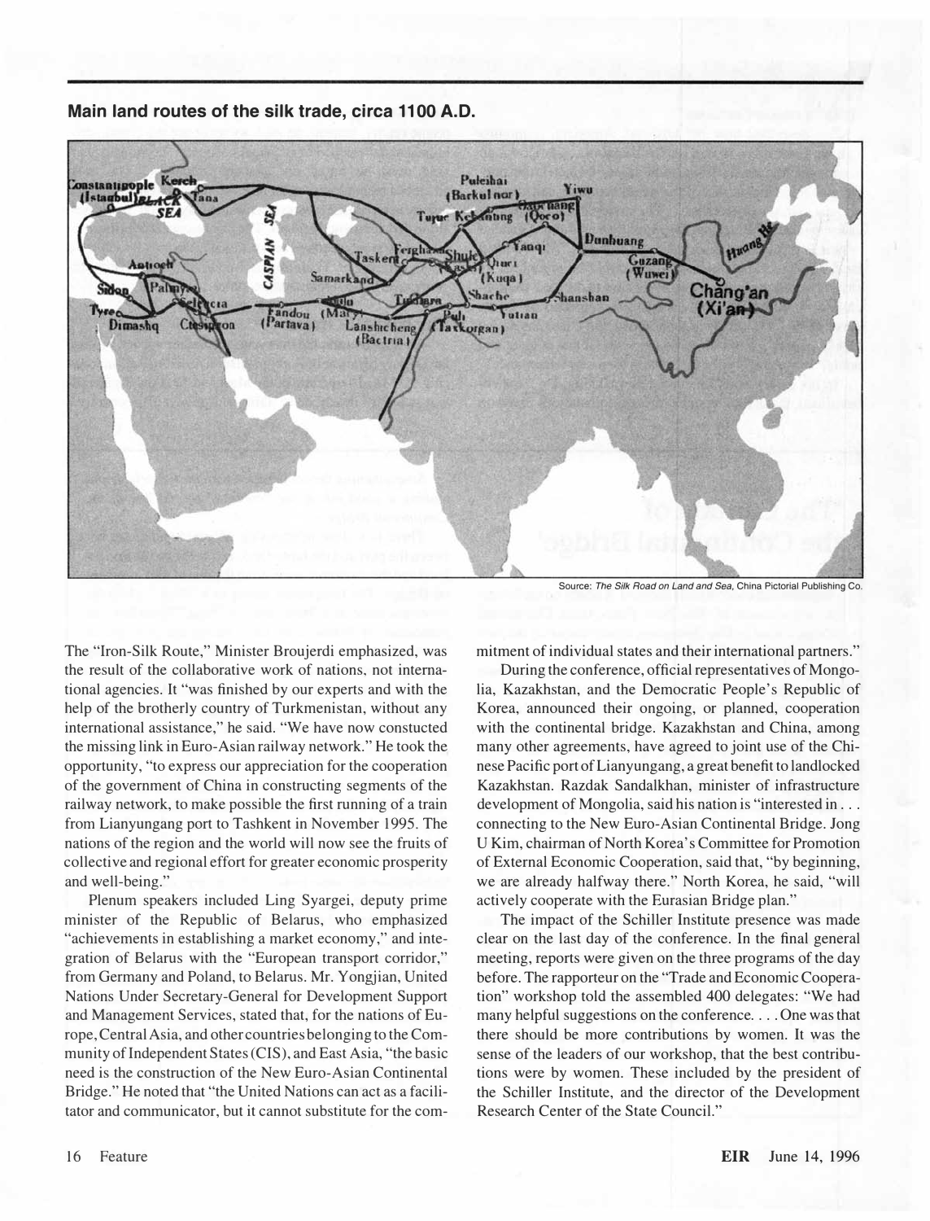**Main land routes of the silk trade, circa 1100 A.D.**

Source: *The Silk Road on Land and Sea*, China Pictorial Publishing Co.

The "Iron-Silk Route," Minister Broujerdi emphasized, was the result of the collaborative work of nations, not international agencies. It "was finished by our experts and with the help of the brotherly country of Turkmenistan, without any international assistance," he said. "We have now constucted the missing link in Euro-Asian railway network." He took the opportunity, "to express our appreciation for the cooperation of the government of China in constructing segments of the railway network, to make possible the first running of a train from Lianyungang port to Tashkent in November 1995. The nations of the region and the world will now see the fruits of collective and regional effort for greater economic prosperity and well-being."

Plenum speakers included Ling Syargei, deputy prime minister of the Republic of Belarus, who emphasized "achievements in establishing a market economy," and integration of Belarus with the "European transport corridor," from Germany and Poland, to Belarus. Mr. Yongjian, United Nations Under Secretary-General for Development Support and Management Services, stated that, for the nations of Europe, Central Asia, and other countries belonging to the Community of Independent States (CIS), and East Asia, "the basic need is the construction of the New Euro-Asian Continental Bridge." He noted that "the United Nations can act as a facilitator and communicator, but it cannot substitute for the commitment of individual states and their international partners."

During the conference, official representatives of Mongolia, Kazakhstan, and the Democratic People's Republic of Korea, announced their ongoing, or planned, cooperation with the continental bridge. Kazakhstan and China, among many other agreements, have agreed to joint use of the Chinese Pacific port of Lianyungang, a great benefit to landlocked Kazakhstan. Razdak Sandalkhan, minister of infrastructure development of Mongolia, said his nation is "interested in . . . connecting to the New Euro-Asian Continental Bridge. Jong U Kim, chairman of North Korea's Committee for Promotion of External Economic Cooperation, said that, "by beginning, we are already halfway there." North Korea, he said, "will actively cooperate with the Eurasian Bridge plan."

The impact of the Schiller Institute presence was made clear on the last day of the conference. In the final general meeting, reports were given on the three programs of the day before. The rapporteur on the "Trade and Economic Cooperation" workshop told the assembled 400 delegates: "We had many helpful suggestions on the conference. . . . One was that there should be more contributions by women. It was the sense of the leaders of our workshop, that the best contributions were by women. These included by the president of the Schiller Institute, and the director of the Development Research Center of the State Council."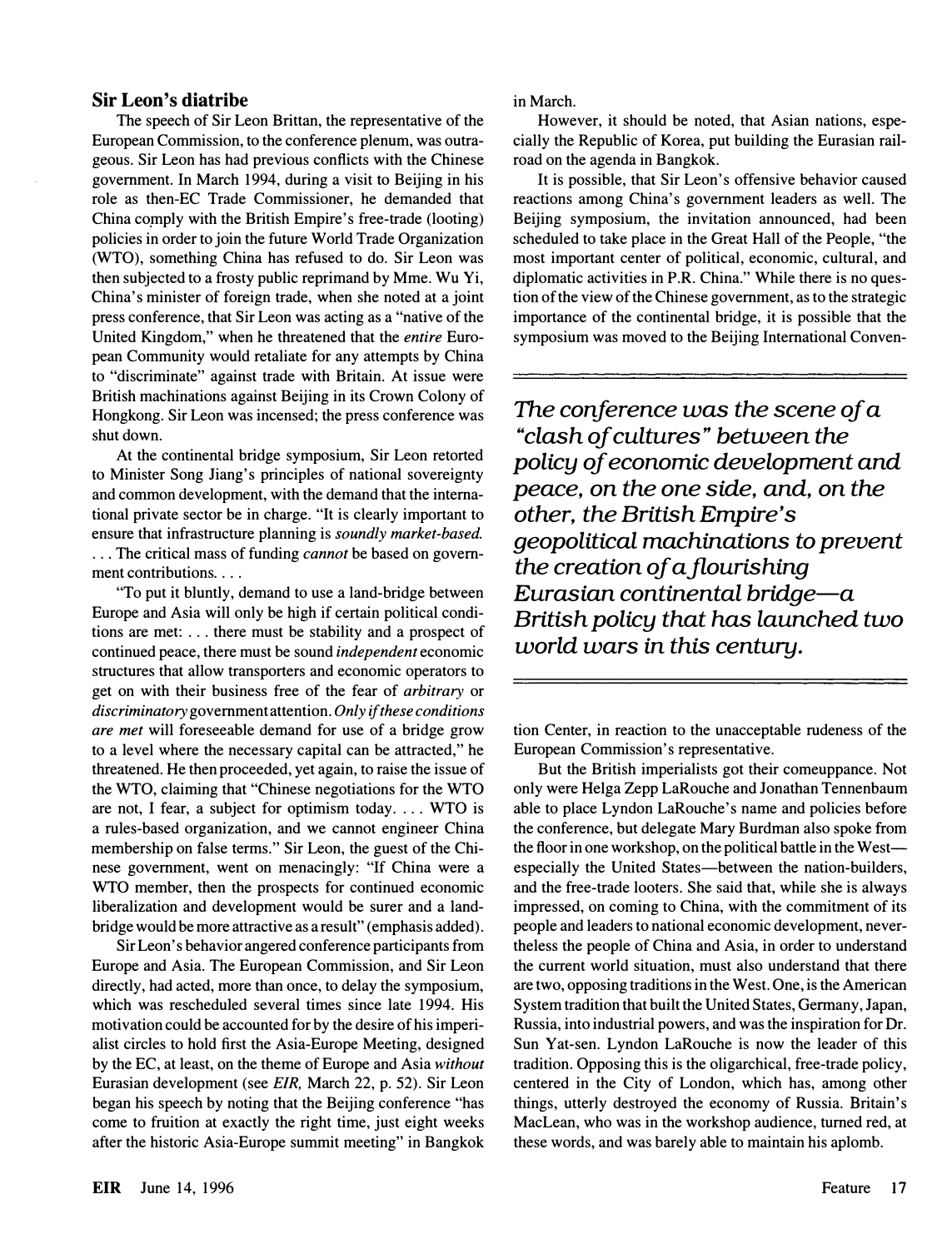### Sir Leon's diatribe

The speech of Sir Leon Brittan, the representative of the European Commission, to the conference plenum, was outrageous. Sir Leon has had previous conflicts with the Chinese government. In March 1994, during a visit to Beijing in his role as then-EC Trade Commissioner, he demanded that China comply with the British Empire's free-trade (looting) policies in order to join the future World Trade Organization (WTO), something China has refused to do. Sir Leon was then subjected to a frosty public reprimand by Mme. Wu Yi, China's minister of foreign trade, when she noted at a joint press conference, that Sir Leon was acting as a "native of the United Kingdom," when he threatened that the *entire* European Community would retaliate for any attempts by China to "discriminate" against trade with Britain. At issue were British machinations against Beijing in its Crown Colony of Hongkong. Sir Leon was incensed; the press conference was shut down.

At the continental bridge symposium, Sir Leon retorted to Minister Song Jiang's principles of national sovereignty and common development, with the demand that the international private sector be in charge. "It is clearly important to ensure that infrastructure planning is *soundly market-based.* . . . The critical mass of funding *cannot* be based on government contributions. . . .

"To put it bluntly, demand to use a land-bridge between Europe and Asia will only be high if certain political conditions are met: . . . there must be stability and a prospect of continued peace, there must be sound *independent* economic structures that allow transporters and economic operators to get on with their business free of the fear of *arbitrary* or *discriminatory* government attention. *Only if these conditions are met* will foreseeable demand for use of a bridge grow to a level where the necessary capital can be attracted," he threatened. He then proceeded, yet again, to raise the issue of the WTO, claiming that "Chinese negotiations for the WTO are not, I fear, a subject for optimism today. . . . WTO is a rules-based organization, and we cannot engineer China membership on false terms." Sir Leon, the guest of the Chinese government, went on menacingly: "If China were a WTO member, then the prospects for continued economic liberalization and development would be surer and a land-bridge would be more attractive as a result" (emphasis added).

Sir Leon's behavior angered conference participants from Europe and Asia. The European Commission, and Sir Leon directly, had acted, more than once, to delay the symposium, which was rescheduled several times since late 1994. His motivation could be accounted for by the desire of his imperialist circles to hold first the Asia-Europe Meeting, designed by the EC, at least, on the theme of Europe and Asia *without* Eurasian development (see *EIR,* March 22, p. 52). Sir Leon began his speech by noting that the Beijing conference "has come to fruition at exactly the right time, just eight weeks after the historic Asia-Europe summit meeting" in Bangkok in March.

However, it should be noted, that Asian nations, especially the Republic of Korea, put building the Eurasian railroad on the agenda in Bangkok.

It is possible, that Sir Leon's offensive behavior caused reactions among China's government leaders as well. The Beijing symposium, the invitation announced, had been scheduled to take place in the Great Hall of the People, "the most important center of political, economic, cultural, and diplomatic activities in P.R. China." While there is no question of the view of the Chinese government, as to the strategic importance of the continental bridge, it is possible that the symposium was moved to the Beijing International Convention Center, in reaction to the unacceptable rudeness of the European Commission's representative.

*The conference was the scene of a "clash of cultures" between the policy of economic development and peace, on the one side, and, on the other, the British Empire's geopolitical machinations to prevent the creation of a flourishing Eurasian continental bridge—a British policy that has launched two world wars in this century.*

But the British imperialists got their comeuppance. Not only were Helga Zepp LaRouche and Jonathan Tennenbaum able to place Lyndon LaRouche's name and policies before the conference, but delegate Mary Burdman also spoke from the floor in one workshop, on the political battle in the West—especially the United States—between the nation-builders, and the free-trade looters. She said that, while she is always impressed, on coming to China, with the commitment of its people and leaders to national economic development, nevertheless the people of China and Asia, in order to understand the current world situation, must also understand that there are two, opposing traditions in the West. One, is the American System tradition that built the United States, Germany, Japan, Russia, into industrial powers, and was the inspiration for Dr. Sun Yat-sen. Lyndon LaRouche is now the leader of this tradition. Opposing this is the oligarchical, free-trade policy, centered in the City of London, which has, among other things, utterly destroyed the economy of Russia. Britain's MacLean, who was in the workshop audience, turned red, at these words, and was barely able to maintain his aplomb.